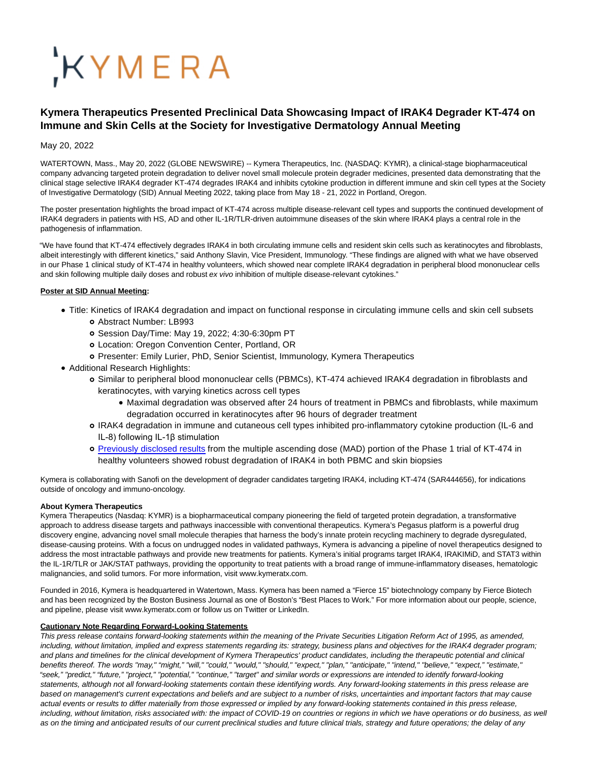KYMERA

# Kymera Therapeutics Presented Preclinical Data Showcasing Impact of IRAK4 Degrader KT-474 on Immune and Skin Cells at the Society for Investigative Dermatology Annual Meeting

May 20, 2022

WATERTOWN, Mass., May 20, 2022 (GLOBE NEWSWIRE) -- Kymera Therapeutics, Inc. (NASDAQ: KYMR), a clinical-stage biopharmaceutical company advancing targeted protein degradation to deliver novel small molecule protein degrader medicines, presented data demonstrating that the clinical stage selective IRAK4 degrader KT-474 degrades IRAK4 and inhibits cytokine production in different immune and skin cell types at the Society of Investigative Dermatology (SID) Annual Meeting 2022, taking place from May 18 - 21, 2022 in Portland, Oregon.

The poster presentation highlights the broad impact of KT-474 across multiple disease-relevant cell types and supports the continued development of IRAK4 degraders in patients with HS, AD and other IL-1R/TLR-driven autoimmune diseases of the skin where IRAK4 plays a central role in the pathogenesis of inflammation.

"We have found that KT-474 effectively degrades IRAK4 in both circulating immune cells and resident skin cells such as keratinocytes and fibroblasts, albeit interestingly with different kinetics," said Anthony Slavin, Vice President, Immunology. "These findings are aligned with what we have observed in our Phase 1 clinical study of KT-474 in healthy volunteers, which showed near complete IRAK4 degradation in peripheral blood mononuclear cells and skin following multiple daily doses and robust *ex vivo* inhibition of multiple disease-relevant cytokines."

**Poster at SID Annual Meeting:**

- Title: Kinetics of IRAK4 degradation and impact on functional response in circulating immune cells and skin cell subsets
  - Abstract Number: LB993
  - Session Day/Time: May 19, 2022; 4:30-6:30pm PT
  - Location: Oregon Convention Center, Portland, OR
  - Presenter: Emily Lurier, PhD, Senior Scientist, Immunology, Kymera Therapeutics
- Additional Research Highlights:
  - Similar to peripheral blood mononuclear cells (PBMCs), KT-474 achieved IRAK4 degradation in fibroblasts and keratinocytes, with varying kinetics across cell types
    - Maximal degradation was observed after 24 hours of treatment in PBMCs and fibroblasts, while maximum degradation occurred in keratinocytes after 96 hours of degrader treatment
  - IRAK4 degradation in immune and cutaneous cell types inhibited pro-inflammatory cytokine production (IL-6 and IL-8) following IL-1β stimulation
  - Previously disclosed results from the multiple ascending dose (MAD) portion of the Phase 1 trial of KT-474 in healthy volunteers showed robust degradation of IRAK4 in both PBMC and skin biopsies

Kymera is collaborating with Sanofi on the development of degrader candidates targeting IRAK4, including KT-474 (SAR444656), for indications outside of oncology and immuno-oncology.

**About Kymera Therapeutics**

Kymera Therapeutics (Nasdaq: KYMR) is a biopharmaceutical company pioneering the field of targeted protein degradation, a transformative approach to address disease targets and pathways inaccessible with conventional therapeutics. Kymera's Pegasus platform is a powerful drug discovery engine, advancing novel small molecule therapies that harness the body's innate protein recycling machinery to degrade dysregulated, disease-causing proteins. With a focus on undrugged nodes in validated pathways, Kymera is advancing a pipeline of novel therapeutics designed to address the most intractable pathways and provide new treatments for patients. Kymera's initial programs target IRAK4, IRAKIMiD, and STAT3 within the IL-1R/TLR or JAK/STAT pathways, providing the opportunity to treat patients with a broad range of immune-inflammatory diseases, hematologic malignancies, and solid tumors. For more information, visit www.kymeratx.com.

Founded in 2016, Kymera is headquartered in Watertown, Mass. Kymera has been named a "Fierce 15" biotechnology company by Fierce Biotech and has been recognized by the Boston Business Journal as one of Boston's "Best Places to Work." For more information about our people, science, and pipeline, please visit www.kymeratx.com or follow us on Twitter or LinkedIn.

**Cautionary Note Regarding Forward-Looking Statements**

*This press release contains forward-looking statements within the meaning of the Private Securities Litigation Reform Act of 1995, as amended, including, without limitation, implied and express statements regarding its: strategy, business plans and objectives for the IRAK4 degrader program; and plans and timelines for the clinical development of Kymera Therapeutics' product candidates, including the therapeutic potential and clinical benefits thereof. The words "may," "might," "will," "could," "would," "should," "expect," "plan," "anticipate," "intend," "believe," "expect," "estimate," "seek," "predict," "future," "project," "potential," "continue," "target" and similar words or expressions are intended to identify forward-looking statements, although not all forward-looking statements contain these identifying words. Any forward-looking statements in this press release are based on management's current expectations and beliefs and are subject to a number of risks, uncertainties and important factors that may cause actual events or results to differ materially from those expressed or implied by any forward-looking statements contained in this press release, including, without limitation, risks associated with: the impact of COVID-19 on countries or regions in which we have operations or do business, as well as on the timing and anticipated results of our current preclinical studies and future clinical trials, strategy and future operations; the delay of any*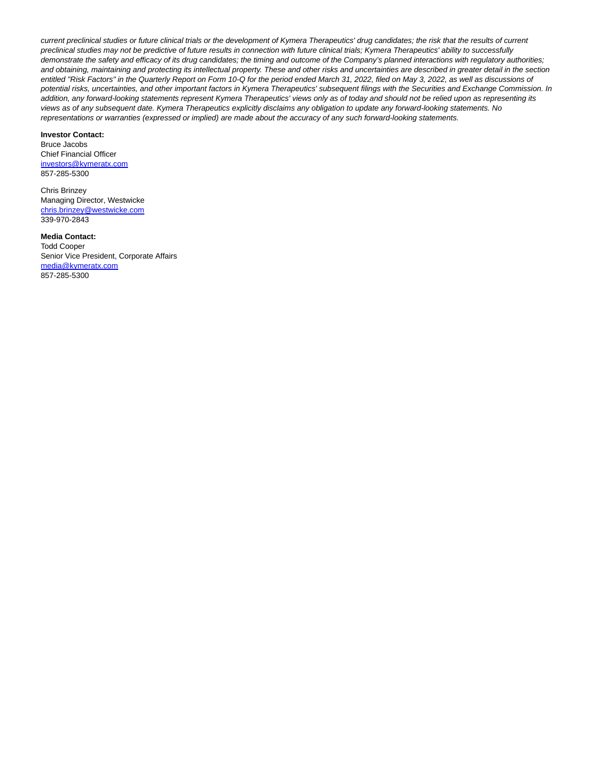*current preclinical studies or future clinical trials or the development of Kymera Therapeutics' drug candidates; the risk that the results of current preclinical studies may not be predictive of future results in connection with future clinical trials; Kymera Therapeutics' ability to successfully demonstrate the safety and efficacy of its drug candidates; the timing and outcome of the Company's planned interactions with regulatory authorities; and obtaining, maintaining and protecting its intellectual property. These and other risks and uncertainties are described in greater detail in the section entitled "Risk Factors" in the Quarterly Report on Form 10-Q for the period ended March 31, 2022, filed on May 3, 2022, as well as discussions of potential risks, uncertainties, and other important factors in Kymera Therapeutics' subsequent filings with the Securities and Exchange Commission. In addition, any forward-looking statements represent Kymera Therapeutics' views only as of today and should not be relied upon as representing its views as of any subsequent date. Kymera Therapeutics explicitly disclaims any obligation to update any forward-looking statements. No representations or warranties (expressed or implied) are made about the accuracy of any such forward-looking statements.*

**Investor Contact:**
Bruce Jacobs
Chief Financial Officer
investors@kymeratx.com
857-285-5300

Chris Brinzey
Managing Director, Westwicke
chris.brinzey@westwicke.com
339-970-2843

**Media Contact:**
Todd Cooper
Senior Vice President, Corporate Affairs
media@kymeratx.com
857-285-5300